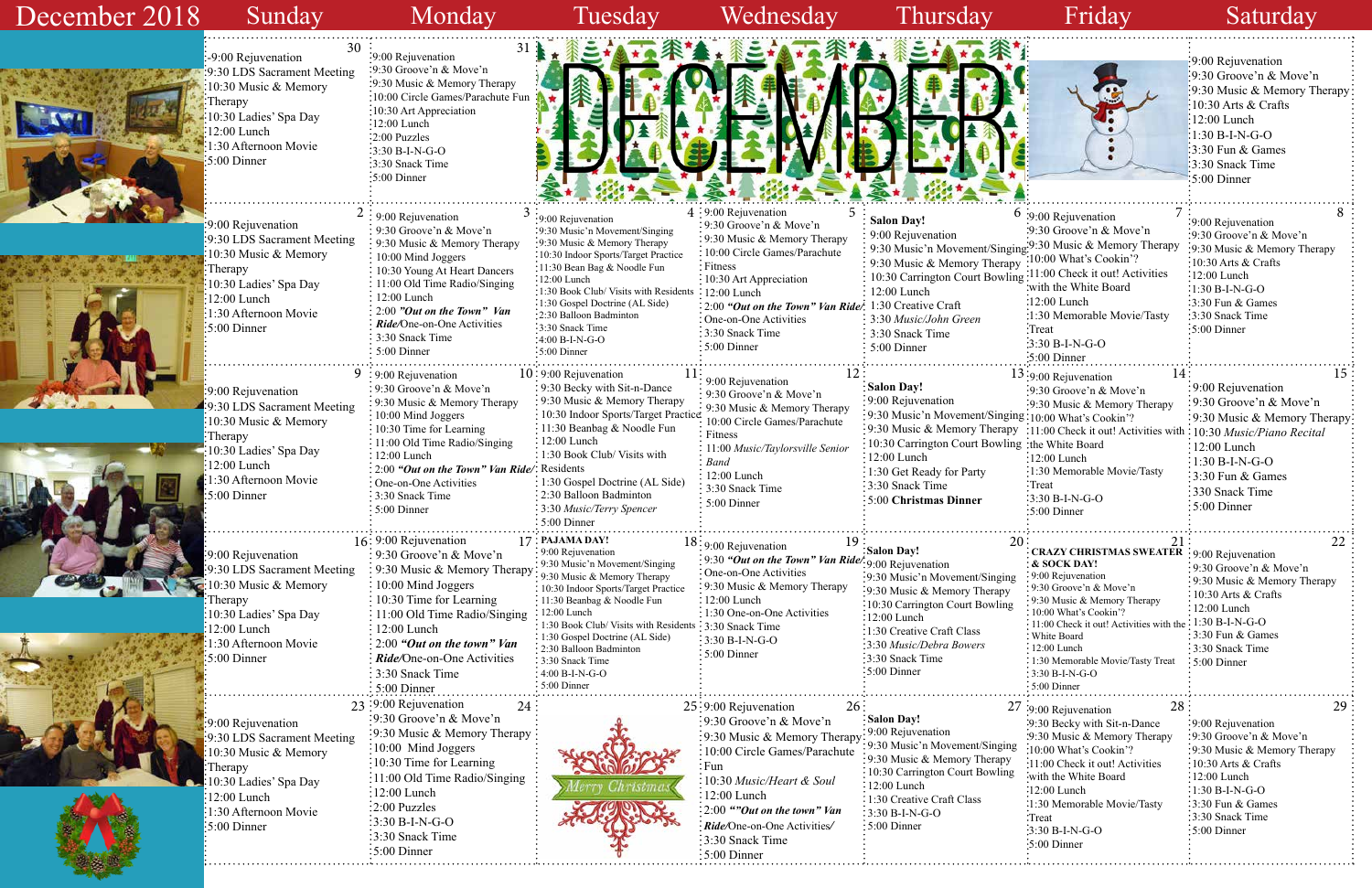# December 2018

| Sunday | Monday | Tuesday | Wednesday | Thursday | Friday | Saturday |
|---|---|---|---|---|---|---|
| **30** -9:00 Rejuvenation<br>9:30 LDS Sacrament Meeting<br>10:30 Music & Memory Therapy<br>10:30 Ladies' Spa Day<br>12:00 Lunch<br>1:30 Afternoon Movie<br>5:00 Dinner | **31** 9:00 Rejuvenation<br>9:30 Groove'n & Move'n<br>9:30 Music & Memory Therapy<br>10:00 Circle Games/Parachute Fun<br>10:30 Art Appreciation<br>12:00 Lunch<br>2:00 Puzzles<br>3:30 B-I-N-G-O<br>3:30 Snack Time<br>5:00 Dinner | DECEMBER | | | | **1** 9:00 Rejuvenation<br>9:30 Groove'n & Move'n<br>9:30 Music & Memory Therapy<br>10:30 Arts & Crafts<br>12:00 Lunch<br>1:30 B-I-N-G-O<br>3:30 Fun & Games<br>3:30 Snack Time<br>5:00 Dinner |
| **2** 9:00 Rejuvenation<br>9:30 LDS Sacrament Meeting<br>10:30 Music & Memory Therapy<br>10:30 Ladies' Spa Day<br>12:00 Lunch<br>1:30 Afternoon Movie<br>5:00 Dinner | **3** 9:00 Rejuvenation<br>9:30 Groove'n & Move'n<br>9:30 Music & Memory Therapy<br>10:00 Mind Joggers<br>10:30 Young At Heart Dancers<br>11:00 Old Time Radio/Singing<br>12:00 Lunch<br>2:00 ***"Out on the Town" Van Ride***/One-on-One Activities<br>3:30 Snack Time<br>5:00 Dinner | **4** 9:00 Rejuvenation<br>9:30 Music'n Movement/Singing<br>9:30 Music & Memory Therapy<br>10:30 Indoor Sports/Target Practice<br>11:30 Bean Bag & Noodle Fun<br>12:00 Lunch<br>1:30 Book Club/ Visits with Residents<br>1:30 Gospel Doctrine (AL Side)<br>2:30 Balloon Badminton<br>3:30 Snack Time<br>4:00 B-I-N-G-O<br>5:00 Dinner | **5** 9:00 Rejuvenation<br>9:30 Groove'n & Move'n<br>9:30 Music & Memory Therapy<br>10:00 Circle Games/Parachute Fitness<br>10:30 Art Appreciation<br>12:00 Lunch<br>2:00 ***"Out on the Town" Van Ride***/One-on-One Activities<br>3:30 Snack Time<br>5:00 Dinner | **6** **Salon Day!**<br>9:00 Rejuvenation<br>9:30 Music'n Movement/Singing<br>9:30 Music & Memory Therapy<br>10:30 Carrington Court Bowling<br>12:00 Lunch<br>1:30 Creative Craft<br>3:30 *Music/John Green*<br>3:30 Snack Time<br>5:00 Dinner | **7** 9:00 Rejuvenation<br>9:30 Groove'n & Move'n<br>9:30 Music & Memory Therapy<br>10:00 What's Cookin'?<br>11:00 Check it out! Activities with the White Board<br>12:00 Lunch<br>1:30 Memorable Movie/Tasty Treat<br>3:30 B-I-N-G-O<br>5:00 Dinner | **8** 9:00 Rejuvenation<br>9:30 Groove'n & Move'n<br>9:30 Music & Memory Therapy<br>10:30 Arts & Crafts<br>12:00 Lunch<br>1:30 B-I-N-G-O<br>3:30 Fun & Games<br>3:30 Snack Time<br>5:00 Dinner |
| **9** 9:00 Rejuvenation<br>9:30 LDS Sacrament Meeting<br>10:30 Music & Memory Therapy<br>10:30 Ladies' Spa Day<br>12:00 Lunch<br>1:30 Afternoon Movie<br>5:00 Dinner | **10** 9:00 Rejuvenation<br>9:30 Groove'n & Move'n<br>9:30 Music & Memory Therapy<br>10:00 Mind Joggers<br>10:30 Time for Learning<br>11:00 Old Time Radio/Singing<br>12:00 Lunch<br>2:00 ***"Out on the Town" Van Ride***/One-on-One Activities<br>3:30 Snack Time<br>5:00 Dinner | **11** 9:00 Rejuvenation<br>9:30 Becky with Sit-n-Dance<br>9:30 Music & Memory Therapy<br>10:30 Indoor Sports/Target Practice<br>11:30 Beanbag & Noodle Fun<br>12:00 Lunch<br>1:30 Book Club/ Visits with Residents<br>1:30 Gospel Doctrine (AL Side)<br>2:30 Balloon Badminton<br>3:30 *Music/Terry Spencer*<br>5:00 Dinner | **12** 9:00 Rejuvenation<br>9:30 Groove'n & Move'n<br>9:30 Music & Memory Therapy<br>10:00 Circle Games/Parachute Fitness<br>11:00 *Music/Taylorsville Senior Band*<br>12:00 Lunch<br>3:30 Snack Time<br>5:00 Dinner | **13** **Salon Day!**<br>9:00 Rejuvenation<br>9:30 Music'n Movement/Singing<br>9:30 Music & Memory Therapy<br>10:30 Carrington Court Bowling<br>12:00 Lunch<br>1:30 Get Ready for Party<br>3:30 Snack Time<br>**5:00 Christmas Dinner** | **14** 9:00 Rejuvenation<br>9:30 Groove'n & Move'n<br>9:30 Music & Memory Therapy<br>10:00 What's Cookin'?<br>11:00 Check it out! Activities with the White Board<br>12:00 Lunch<br>1:30 Memorable Movie/Tasty Treat<br>3:30 B-I-N-G-O<br>5:00 Dinner | **15** 9:00 Rejuvenation<br>9:30 Groove'n & Move'n<br>9:30 Music & Memory Therapy<br>10:30 *Music/Piano Recital*<br>12:00 Lunch<br>1:30 B-I-N-G-O<br>3:30 Fun & Games<br>330 Snack Time<br>5:00 Dinner |
| **16** 9:00 Rejuvenation<br>9:30 LDS Sacrament Meeting<br>10:30 Music & Memory Therapy<br>10:30 Ladies' Spa Day<br>12:00 Lunch<br>1:30 Afternoon Movie<br>5:00 Dinner | **17** 9:00 Rejuvenation<br>9:30 Groove'n & Move'n<br>9:30 Music & Memory Therapy<br>10:00 Mind Joggers<br>10:30 Time for Learning<br>11:00 Old Time Radio/Singing<br>12:00 Lunch<br>2:00 ***"Out on the town" Van Ride***/One-on-One Activities<br>3:30 Snack Time<br>5:00 Dinner | **18** **PAJAMA DAY!**<br>9:00 Rejuvenation<br>9:30 Music'n Movement/Singing<br>9:30 Music & Memory Therapy<br>10:30 Indoor Sports/Target Practice<br>11:30 Beanbag & Noodle Fun<br>12:00 Lunch<br>1:30 Book Club/ Visits with Residents<br>1:30 Gospel Doctrine (AL Side)<br>2:30 Balloon Badminton<br>3:30 Snack Time<br>4:00 B-I-N-G-O<br>5:00 Dinner | **19** 9:00 Rejuvenation<br>9:30 ***"Out on the Town" Van Ride***/One-on-One Activities<br>9:30 Music & Memory Therapy<br>12:00 Lunch<br>1:30 One-on-One Activities<br>3:30 Snack Time<br>3:30 B-I-N-G-O<br>5:00 Dinner | **20** **Salon Day!**<br>9:00 Rejuvenation<br>9:30 Music'n Movement/Singing<br>9:30 Music & Memory Therapy<br>10:30 Carrington Court Bowling<br>12:00 Lunch<br>1:30 Creative Craft Class<br>3:30 *Music/Debra Bowers*<br>3:30 Snack Time<br>5:00 Dinner | **21** **CRAZY CHRISTMAS SWEATER & SOCK DAY!**<br>9:00 Rejuvenation<br>9:30 Groove'n & Move'n<br>9:30 Music & Memory Therapy<br>10:00 What's Cookin'?<br>11:00 Check it out! Activities with the White Board<br>12:00 Lunch<br>1:30 Memorable Movie/Tasty Treat<br>3:30 B-I-N-G-O<br>5:00 Dinner | **22** 9:00 Rejuvenation<br>9:30 Groove'n & Move'n<br>9:30 Music & Memory Therapy<br>10:30 Arts & Crafts<br>12:00 Lunch<br>1:30 B-I-N-G-O<br>3:30 Fun & Games<br>3:30 Snack Time<br>5:00 Dinner |
| **23** 9:00 Rejuvenation<br>9:30 LDS Sacrament Meeting<br>10:30 Music & Memory Therapy<br>10:30 Ladies' Spa Day<br>12:00 Lunch<br>1:30 Afternoon Movie<br>5:00 Dinner | **24** 9:00 Rejuvenation<br>9:30 Groove'n & Move'n<br>9:30 Music & Memory Therapy<br>10:00 Mind Joggers<br>10:30 Time for Learning<br>11:00 Old Time Radio/Singing<br>12:00 Lunch<br>2:00 Puzzles<br>3:30 B-I-N-G-O<br>3:30 Snack Time<br>5:00 Dinner | **25** Merry Christmas | **26** 9:00 Rejuvenation<br>9:30 Groove'n & Move'n<br>9:30 Music & Memory Therapy<br>10:00 Circle Games/Parachute Fun<br>10:30 *Music/Heart & Soul*<br>12:00 Lunch<br>2:00 ***""Out on the town" Van Ride***/One-on-One Activities/<br>3:30 Snack Time<br>5:00 Dinner | **27** **Salon Day!**<br>9:00 Rejuvenation<br>9:30 Music'n Movement/Singing<br>9:30 Music & Memory Therapy<br>10:30 Carrington Court Bowling<br>12:00 Lunch<br>1:30 Creative Craft Class<br>3:30 B-I-N-G-O<br>5:00 Dinner | **28** 9:00 Rejuvenation<br>9:30 Becky with Sit-n-Dance<br>9:30 Music & Memory Therapy<br>10:00 What's Cookin'?<br>11:00 Check it out! Activities with the White Board<br>12:00 Lunch<br>1:30 Memorable Movie/Tasty Treat<br>3:30 B-I-N-G-O<br>5:00 Dinner | **29** 9:00 Rejuvenation<br>9:30 Groove'n & Move'n<br>9:30 Music & Memory Therapy<br>10:30 Arts & Crafts<br>12:00 Lunch<br>1:30 B-I-N-G-O<br>3:30 Fun & Games<br>3:30 Snack Time<br>5:00 Dinner |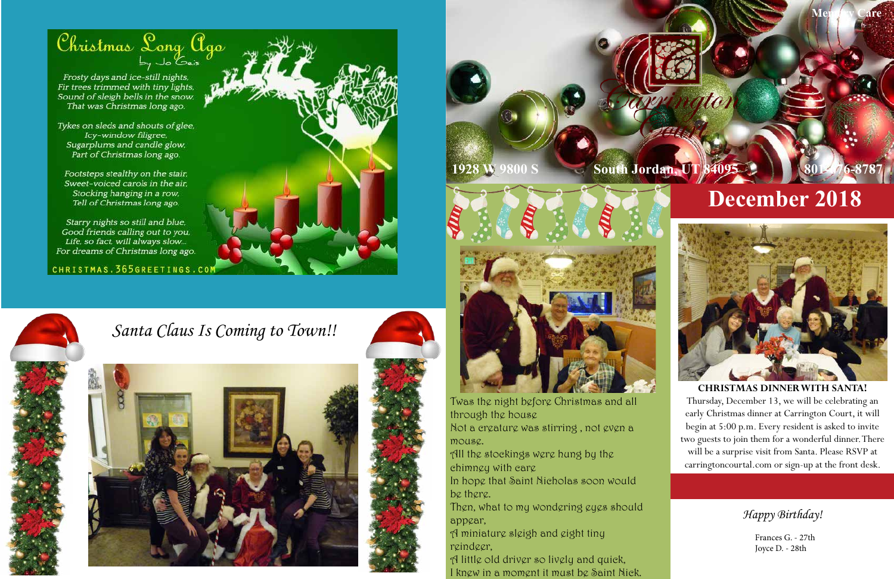# Christmas Long Ago

by Jo Geis

*Frosty days and ice-still nights,*
*Fir trees trimmed with tiny lights,*
*Sound of sleigh bells in the snow,*
*That was Christmas long ago.*

*Tykes on sleds and shouts of glee,*
*Icy-window filigree,*
*Sugarplums and candle glow,*
*Part of Christmas long ago.*

*Footsteps stealthy on the stair,*
*Sweet-voiced carols in the air,*
*Stocking hanging in a row,*
*Tell of Christmas long ago.*

*Starry nights so still and blue,*
*Good friends calling out to you,*
*Life, so fact, will always slow...*
*For dreams of Christmas long ago.*

CHRISTMAS.365GREETINGS.COM

## *Santa Claus Is Coming to Town!!*

Carrington Court

Memory Care

1928 W 9800 S South Jordan, UT 84095 801-676-8787

# December 2018

Twas the night before Christmas and all through the house
Not a creature was stirring , not even a mouse.
All the stockings were hung by the chimney with care
In hope that Saint Nicholas soon would be there.
Then, what to my wondering eyes should appear,
A miniature sleigh and eight tiny reindeer,
A little old driver so lively and quick,
I knew in a moment it must be Saint Nick.

**CHRISTMAS DINNER WITH SANTA!**

Thursday, December 13, we will be celebrating an early Christmas dinner at Carrington Court, it will begin at 5:00 p.m. Every resident is asked to invite two guests to join them for a wonderful dinner. There will be a surprise visit from Santa. Please RSVP at carringtoncourtal.com or sign-up at the front desk.

*Happy Birthday!*

Frances G. - 27th
Joyce D. - 28th